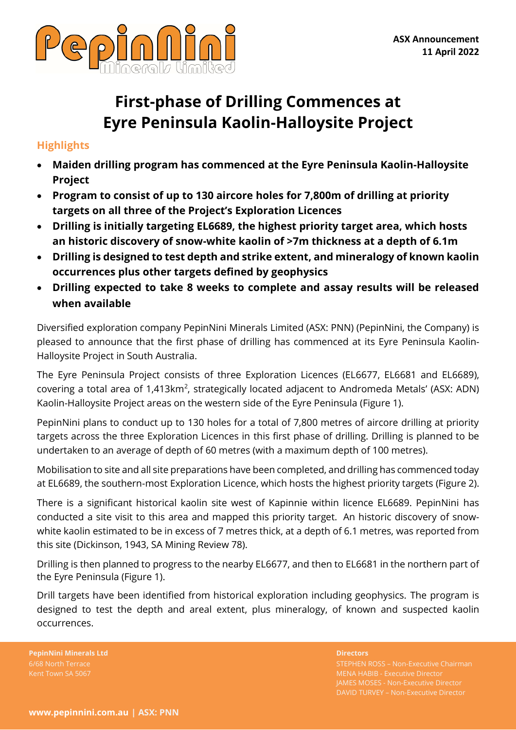**ASX Announcement**
**11 April 2022**

# First-phase of Drilling Commences at Eyre Peninsula Kaolin-Halloysite Project

## Highlights

- **Maiden drilling program has commenced at the Eyre Peninsula Kaolin-Halloysite Project**
- **Program to consist of up to 130 aircore holes for 7,800m of drilling at priority targets on all three of the Project's Exploration Licences**
- **Drilling is initially targeting EL6689, the highest priority target area, which hosts an historic discovery of snow-white kaolin of >7m thickness at a depth of 6.1m**
- **Drilling is designed to test depth and strike extent, and mineralogy of known kaolin occurrences plus other targets defined by geophysics**
- **Drilling expected to take 8 weeks to complete and assay results will be released when available**

Diversified exploration company PepinNini Minerals Limited (ASX: PNN) (PepinNini, the Company) is pleased to announce that the first phase of drilling has commenced at its Eyre Peninsula Kaolin-Halloysite Project in South Australia.

The Eyre Peninsula Project consists of three Exploration Licences (EL6677, EL6681 and EL6689), covering a total area of 1,413km$^2$, strategically located adjacent to Andromeda Metals' (ASX: ADN) Kaolin-Halloysite Project areas on the western side of the Eyre Peninsula (Figure 1).

PepinNini plans to conduct up to 130 holes for a total of 7,800 metres of aircore drilling at priority targets across the three Exploration Licences in this first phase of drilling. Drilling is planned to be undertaken to an average of depth of 60 metres (with a maximum depth of 100 metres).

Mobilisation to site and all site preparations have been completed, and drilling has commenced today at EL6689, the southern-most Exploration Licence, which hosts the highest priority targets (Figure 2).

There is a significant historical kaolin site west of Kapinnie within licence EL6689. PepinNini has conducted a site visit to this area and mapped this priority target. An historic discovery of snow-white kaolin estimated to be in excess of 7 metres thick, at a depth of 6.1 metres, was reported from this site (Dickinson, 1943, SA Mining Review 78).

Drilling is then planned to progress to the nearby EL6677, and then to EL6681 in the northern part of the Eyre Peninsula (Figure 1).

Drill targets have been identified from historical exploration including geophysics. The program is designed to test the depth and areal extent, plus mineralogy, of known and suspected kaolin occurrences.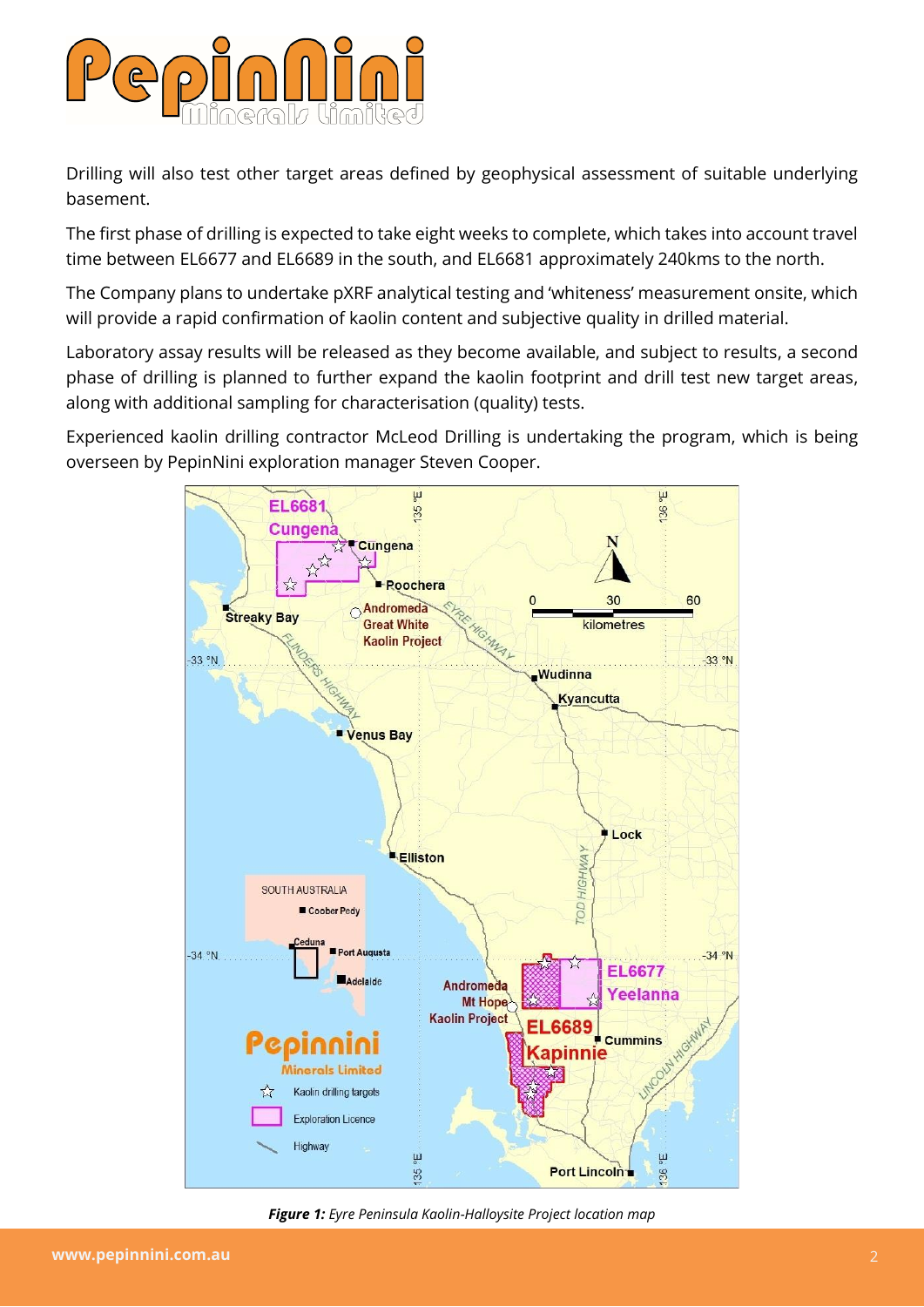Drilling will also test other target areas defined by geophysical assessment of suitable underlying basement.

The first phase of drilling is expected to take eight weeks to complete, which takes into account travel time between EL6677 and EL6689 in the south, and EL6681 approximately 240kms to the north.

The Company plans to undertake pXRF analytical testing and 'whiteness' measurement onsite, which will provide a rapid confirmation of kaolin content and subjective quality in drilled material.

Laboratory assay results will be released as they become available, and subject to results, a second phase of drilling is planned to further expand the kaolin footprint and drill test new target areas, along with additional sampling for characterisation (quality) tests.

Experienced kaolin drilling contractor McLeod Drilling is undertaking the program, which is being overseen by PepinNini exploration manager Steven Cooper.

***Figure 1:*** *Eyre Peninsula Kaolin-Halloysite Project location map*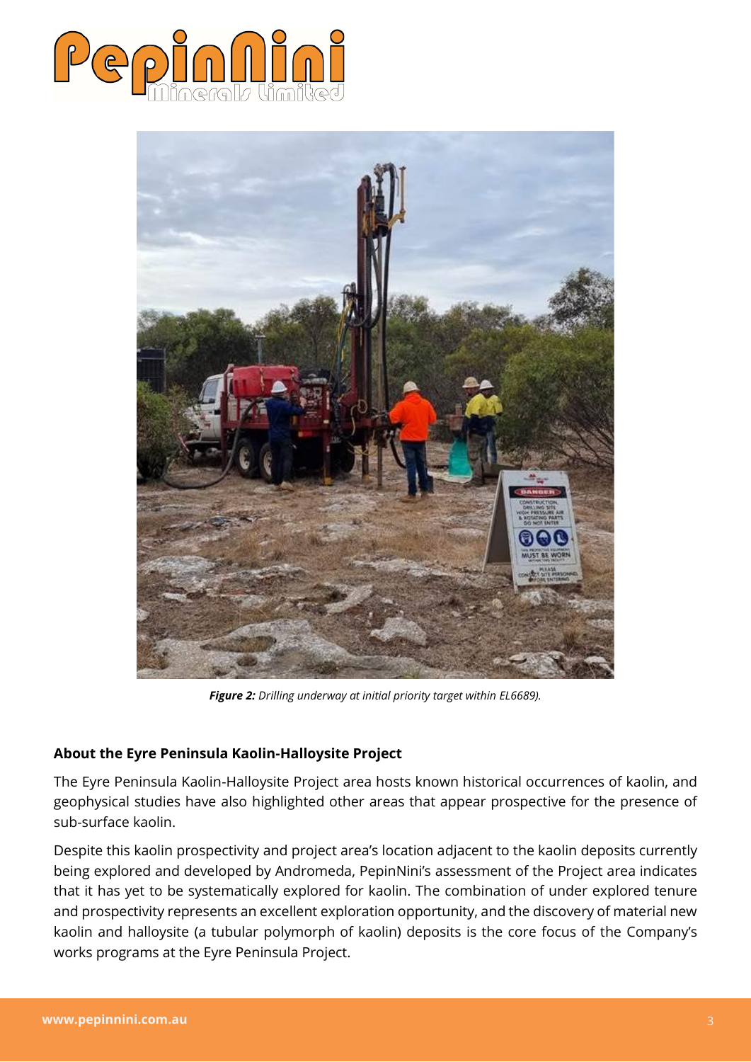***Figure 2:*** *Drilling underway at initial priority target within EL6689).*

**About the Eyre Peninsula Kaolin-Halloysite Project**

The Eyre Peninsula Kaolin-Halloysite Project area hosts known historical occurrences of kaolin, and geophysical studies have also highlighted other areas that appear prospective for the presence of sub-surface kaolin.

Despite this kaolin prospectivity and project area's location adjacent to the kaolin deposits currently being explored and developed by Andromeda, PepinNini's assessment of the Project area indicates that it has yet to be systematically explored for kaolin. The combination of under explored tenure and prospectivity represents an excellent exploration opportunity, and the discovery of material new kaolin and halloysite (a tubular polymorph of kaolin) deposits is the core focus of the Company's works programs at the Eyre Peninsula Project.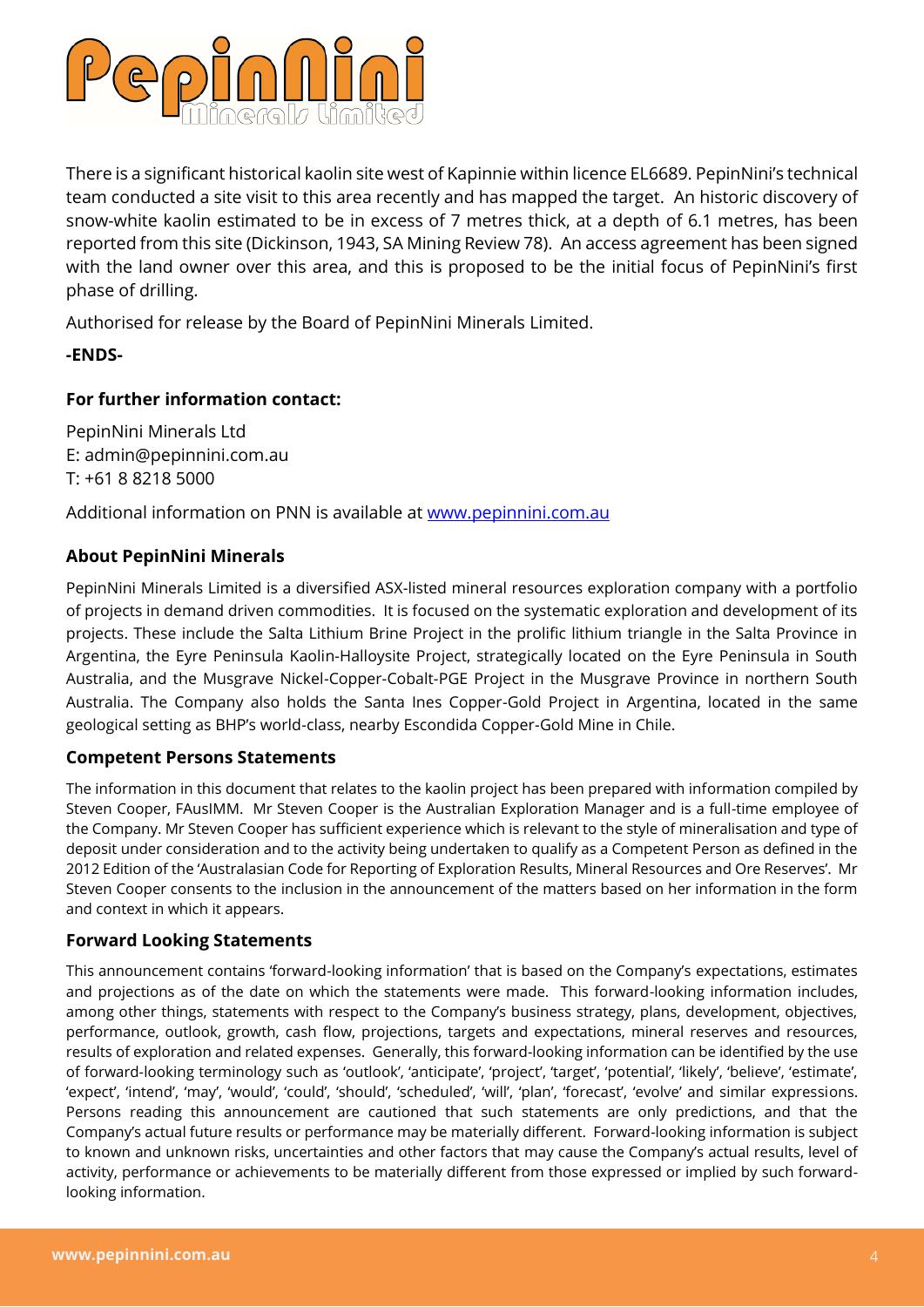There is a significant historical kaolin site west of Kapinnie within licence EL6689. PepinNini's technical team conducted a site visit to this area recently and has mapped the target. An historic discovery of snow-white kaolin estimated to be in excess of 7 metres thick, at a depth of 6.1 metres, has been reported from this site (Dickinson, 1943, SA Mining Review 78). An access agreement has been signed with the land owner over this area, and this is proposed to be the initial focus of PepinNini's first phase of drilling.

Authorised for release by the Board of PepinNini Minerals Limited.

**-ENDS-**

**For further information contact:**

PepinNini Minerals Ltd
E: admin@pepinnini.com.au
T: +61 8 8218 5000

Additional information on PNN is available at www.pepinnini.com.au

### About PepinNini Minerals

PepinNini Minerals Limited is a diversified ASX-listed mineral resources exploration company with a portfolio of projects in demand driven commodities. It is focused on the systematic exploration and development of its projects. These include the Salta Lithium Brine Project in the prolific lithium triangle in the Salta Province in Argentina, the Eyre Peninsula Kaolin-Halloysite Project, strategically located on the Eyre Peninsula in South Australia, and the Musgrave Nickel-Copper-Cobalt-PGE Project in the Musgrave Province in northern South Australia. The Company also holds the Santa Ines Copper-Gold Project in Argentina, located in the same geological setting as BHP's world-class, nearby Escondida Copper-Gold Mine in Chile.

### Competent Persons Statements

The information in this document that relates to the kaolin project has been prepared with information compiled by Steven Cooper, FAusIMM. Mr Steven Cooper is the Australian Exploration Manager and is a full-time employee of the Company. Mr Steven Cooper has sufficient experience which is relevant to the style of mineralisation and type of deposit under consideration and to the activity being undertaken to qualify as a Competent Person as defined in the 2012 Edition of the 'Australasian Code for Reporting of Exploration Results, Mineral Resources and Ore Reserves'. Mr Steven Cooper consents to the inclusion in the announcement of the matters based on her information in the form and context in which it appears.

### Forward Looking Statements

This announcement contains 'forward-looking information' that is based on the Company's expectations, estimates and projections as of the date on which the statements were made. This forward-looking information includes, among other things, statements with respect to the Company's business strategy, plans, development, objectives, performance, outlook, growth, cash flow, projections, targets and expectations, mineral reserves and resources, results of exploration and related expenses. Generally, this forward-looking information can be identified by the use of forward-looking terminology such as 'outlook', 'anticipate', 'project', 'target', 'potential', 'likely', 'believe', 'estimate', 'expect', 'intend', 'may', 'would', 'could', 'should', 'scheduled', 'will', 'plan', 'forecast', 'evolve' and similar expressions. Persons reading this announcement are cautioned that such statements are only predictions, and that the Company's actual future results or performance may be materially different. Forward-looking information is subject to known and unknown risks, uncertainties and other factors that may cause the Company's actual results, level of activity, performance or achievements to be materially different from those expressed or implied by such forward-looking information.